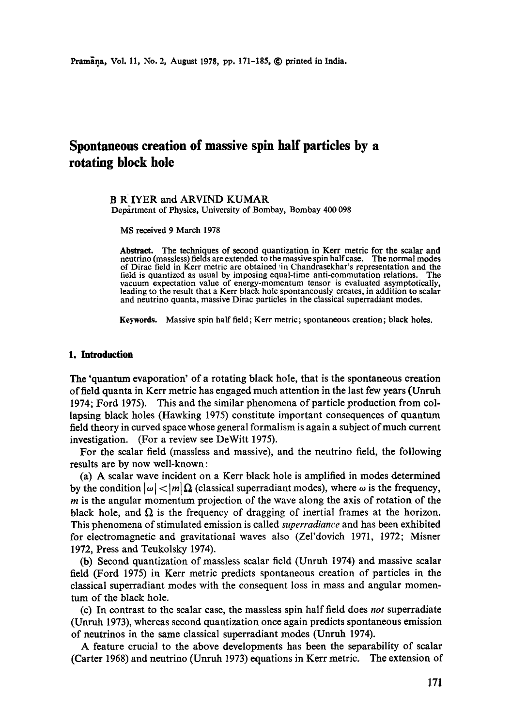# Spontaneous creation of massive spin half particles by a rotating block hole

B R IYER and ARVIND KUMAR
Department of Physics, University of Bombay, Bombay 400 098

MS received 9 March 1978

**Abstract.** The techniques of second quantization in Kerr metric for the scalar and neutrino (massless) fields are extended to the massive spin half case. The normal modes of Dirac field in Kerr metric are obtained in Chandrasekhar's representation and the field is quantized as usual by imposing equal-time anti-commutation relations. The vacuum expectation value of energy-momentum tensor is evaluated asymptotically, leading to the result that a Kerr black hole spontaneously creates, in addition to scalar and neutrino quanta, massive Dirac particles in the classical superradiant modes.

**Keywords.** Massive spin half field; Kerr metric; spontaneous creation; black holes.

## 1. Introduction

The 'quantum evaporation' of a rotating black hole, that is the spontaneous creation of field quanta in Kerr metric has engaged much attention in the last few years (Unruh 1974; Ford 1975). This and the similar phenomena of particle production from collapsing black holes (Hawking 1975) constitute important consequences of quantum field theory in curved space whose general formalism is again a subject of much current investigation. (For a review see DeWitt 1975).

For the scalar field (massless and massive), and the neutrino field, the following results are by now well-known:

(a) A scalar wave incident on a Kerr black hole is amplified in modes determined by the condition $|\omega| < |m| \Omega$ (classical superradiant modes), where $\omega$ is the frequency, $m$ is the angular momentum projection of the wave along the axis of rotation of the black hole, and $\Omega$ is the frequency of dragging of inertial frames at the horizon. This phenomena of stimulated emission is called *superradiance* and has been exhibited for electromagnetic and gravitational waves also (Zel'dovich 1971, 1972; Misner 1972, Press and Teukolsky 1974).

(b) Second quantization of massless scalar field (Unruh 1974) and massive scalar field (Ford 1975) in Kerr metric predicts spontaneous creation of particles in the classical superradiant modes with the consequent loss in mass and angular momentum of the black hole.

(c) In contrast to the scalar case, the massless spin half field does *not* superradiate (Unruh 1973), whereas second quantization once again predicts spontaneous emission of neutrinos in the same classical superradiant modes (Unruh 1974).

A feature crucial to the above developments has been the separability of scalar (Carter 1968) and neutrino (Unruh 1973) equations in Kerr metric. The extension of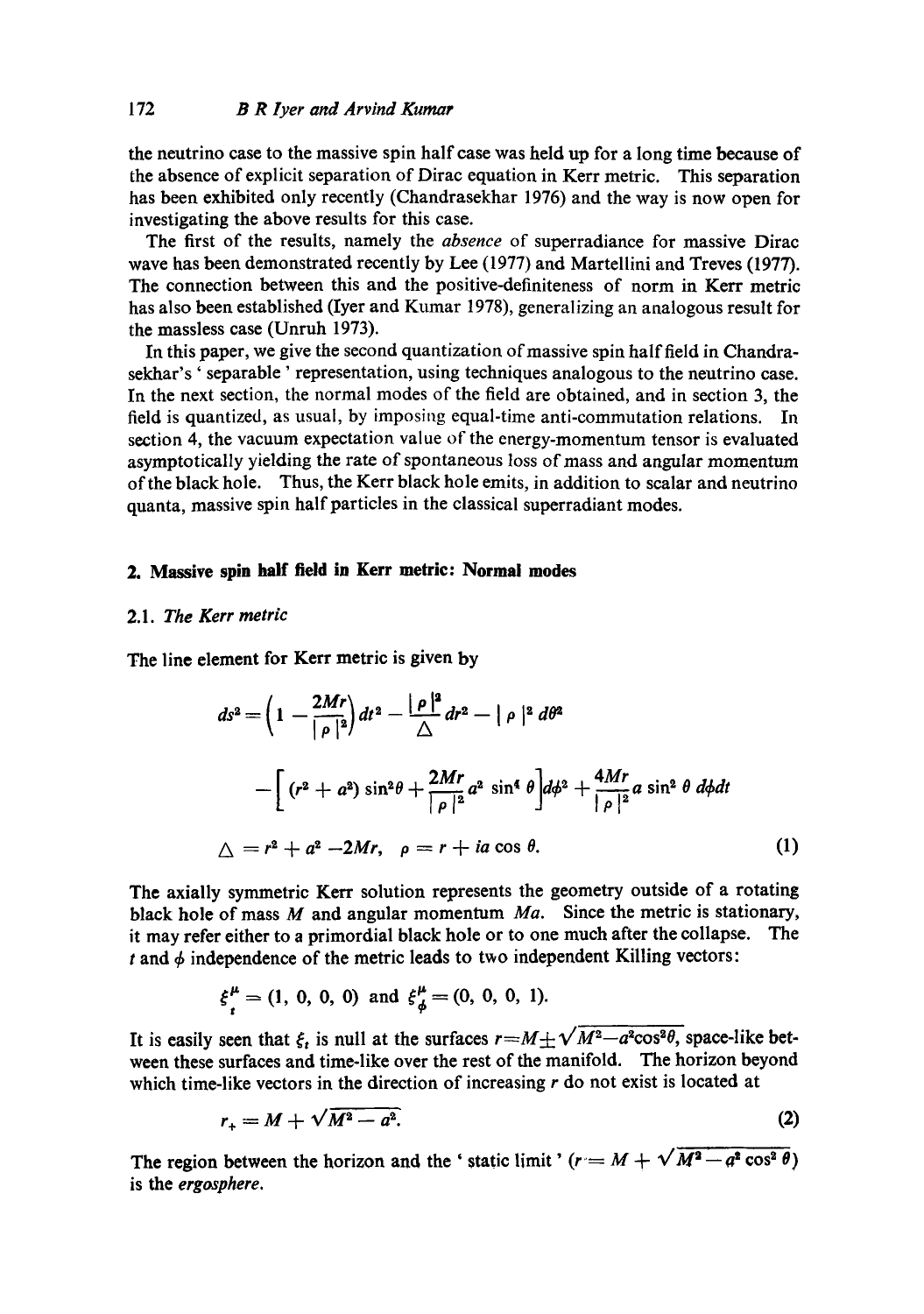the neutrino case to the massive spin half case was held up for a long time because of the absence of explicit separation of Dirac equation in Kerr metric. This separation has been exhibited only recently (Chandrasekhar 1976) and the way is now open for investigating the above results for this case.

The first of the results, namely the *absence* of superradiance for massive Dirac wave has been demonstrated recently by Lee (1977) and Martellini and Treves (1977). The connection between this and the positive-definiteness of norm in Kerr metric has also been established (Iyer and Kumar 1978), generalizing an analogous result for the massless case (Unruh 1973).

In this paper, we give the second quantization of massive spin half field in Chandrasekhar's 'separable' representation, using techniques analogous to the neutrino case. In the next section, the normal modes of the field are obtained, and in section 3, the field is quantized, as usual, by imposing equal-time anti-commutation relations. In section 4, the vacuum expectation value of the energy-momentum tensor is evaluated asymptotically yielding the rate of spontaneous loss of mass and angular momentum of the black hole. Thus, the Kerr black hole emits, in addition to scalar and neutrino quanta, massive spin half particles in the classical superradiant modes.

## 2. Massive spin half field in Kerr metric: Normal modes

### 2.1. *The Kerr metric*

The line element for Kerr metric is given by

$$ds^2 = \left(1 - \frac{2Mr}{|\rho|^2}\right) dt^2 - \frac{|\rho|^2}{\Delta} dr^2 - |\rho|^2 d\theta^2$$

$$- \left[ (r^2 + a^2) \sin^2\theta + \frac{2Mr}{|\rho|^2} a^2 \sin^4\theta \right] d\phi^2 + \frac{4Mr}{|\rho|^2} a \sin^2\theta \, d\phi dt$$

$$\Delta = r^2 + a^2 - 2Mr, \quad \rho = r + ia\cos\theta. \tag{1}$$

The axially symmetric Kerr solution represents the geometry outside of a rotating black hole of mass $M$ and angular momentum $Ma$. Since the metric is stationary, it may refer either to a primordial black hole or to one much after the collapse. The $t$ and $\phi$ independence of the metric leads to two independent Killing vectors:

$$\xi^{\mu}_{t} = (1, 0, 0, 0) \text{ and } \xi^{\mu}_{\phi} = (0, 0, 0, 1).$$

It is easily seen that $\xi_t$ is null at the surfaces $r = M \pm \sqrt{M^2 - a^2\cos^2\theta}$, space-like between these surfaces and time-like over the rest of the manifold. The horizon beyond which time-like vectors in the direction of increasing $r$ do not exist is located at

$$r_+ = M + \sqrt{M^2 - a^2}. \tag{2}$$

The region between the horizon and the 'static limit' ($r = M + \sqrt{M^2 - a^2\cos^2\theta}$) is the *ergosphere*.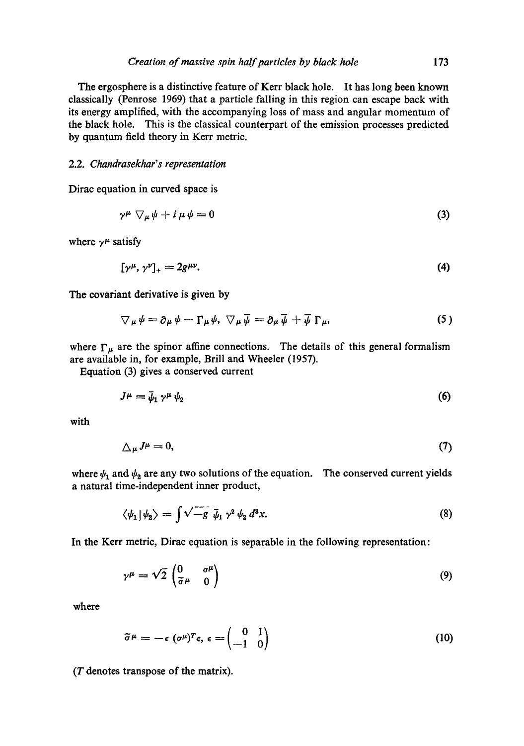The ergosphere is a distinctive feature of Kerr black hole. It has long been known classically (Penrose 1969) that a particle falling in this region can escape back with its energy amplified, with the accompanying loss of mass and angular momentum of the black hole. This is the classical counterpart of the emission processes predicted by quantum field theory in Kerr metric.

### 2.2. *Chandrasekhar's representation*

Dirac equation in curved space is

$$\gamma^\mu \nabla_\mu \psi + i \mu \psi = 0 \tag{3}$$

where $\gamma^\mu$ satisfy

$$[\gamma^\mu, \gamma^\nu]_+ = 2g^{\mu\nu}. \tag{4}$$

The covariant derivative is given by

$$\nabla_\mu \psi = \partial_\mu \psi - \Gamma_\mu \psi, \; \nabla_\mu \bar{\psi} = \partial_\mu \bar{\psi} + \bar{\psi} \, \Gamma_\mu, \tag{5}$$

where $\Gamma_\mu$ are the spinor affine connections. The details of this general formalism are available in, for example, Brill and Wheeler (1957).

Equation (3) gives a conserved current

$$J^\mu = \bar{\psi}_1 \gamma^\mu \psi_2 \tag{6}$$

with

$$\triangle_\mu J^\mu = 0, \tag{7}$$

where $\psi_1$ and $\psi_2$ are any two solutions of the equation. The conserved current yields a natural time-independent inner product,

$$\langle \psi_1 | \psi_2 \rangle = \int \sqrt{-g} \; \bar{\psi}_1 \, \gamma^2 \, \psi_2 \, d^3x. \tag{8}$$

In the Kerr metric, Dirac equation is separable in the following representation:

$$\gamma^\mu = \sqrt{2} \begin{pmatrix} 0 & \sigma^\mu \\ \tilde{\sigma}^\mu & 0 \end{pmatrix} \tag{9}$$

where

$$\tilde{\sigma}^\mu = -\epsilon \, (\sigma^\mu)^T \epsilon, \; \epsilon = \begin{pmatrix} 0 & 1 \\ -1 & 0 \end{pmatrix} \tag{10}$$

($T$ denotes transpose of the matrix).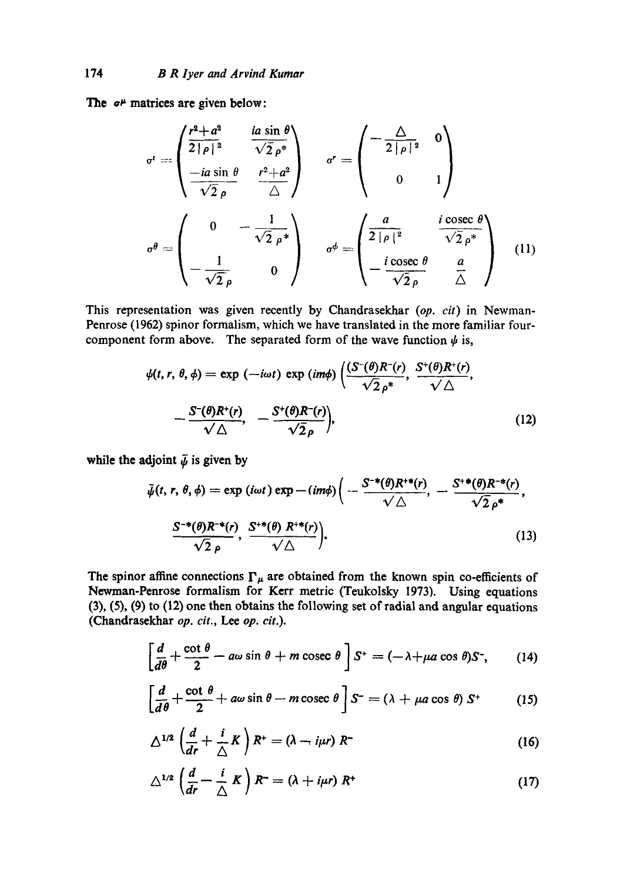The $\sigma^\mu$ matrices are given below:

$$\sigma^t = \begin{pmatrix} \dfrac{r^2+a^2}{2|\rho|^2} & \dfrac{ia\sin\theta}{\sqrt{2}\rho^*} \\ \dfrac{-ia\sin\theta}{\sqrt{2}\rho} & \dfrac{r^2+a^2}{\Delta} \end{pmatrix} \qquad \sigma^r = \begin{pmatrix} -\dfrac{\Delta}{2|\rho|^2} & 0 \\ 0 & 1 \end{pmatrix}$$

$$\sigma^\theta = \begin{pmatrix} 0 & -\dfrac{1}{\sqrt{2}\rho^*} \\ -\dfrac{1}{\sqrt{2}\rho} & 0 \end{pmatrix} \qquad \sigma^\phi = \begin{pmatrix} \dfrac{a}{2|\rho|^2} & \dfrac{i\,\mathrm{cosec}\,\theta}{\sqrt{2}\rho^*} \\ -\dfrac{i\,\mathrm{cosec}\,\theta}{\sqrt{2}\rho} & \dfrac{a}{\Delta} \end{pmatrix} \tag{11}$$

This representation was given recently by Chandrasekhar (*op. cit*) in Newman-Penrose (1962) spinor formalism, which we have translated in the more familiar four-component form above. The separated form of the wave function $\psi$ is,

$$\psi(t, r, \theta, \phi) = \exp(-i\omega t)\exp(im\phi)\left(\frac{S^-(\theta)R^-(r)}{\sqrt{2}\rho^*}, \frac{S^+(\theta)R^+(r)}{\sqrt{\Delta}}, -\frac{S^-(\theta)R^+(r)}{\sqrt{\Delta}}, -\frac{S^+(\theta)R^-(r)}{\sqrt{2}\rho}\right), \tag{12}$$

while the adjoint $\bar{\psi}$ is given by

$$\bar{\psi}(t, r, \theta, \phi) = \exp(i\omega t)\exp-(im\phi)\left(-\frac{S^{-*}(\theta)R^{+*}(r)}{\sqrt{\Delta}}, -\frac{S^{+*}(\theta)R^{-*}(r)}{\sqrt{2}\rho^*}, \frac{S^{-*}(\theta)R^{-*}(r)}{\sqrt{2}\rho}, \frac{S^{+*}(\theta)R^{+*}(r)}{\sqrt{\Delta}}\right). \tag{13}$$

The spinor affine connections $\Gamma_\mu$ are obtained from the known spin co-efficients of Newman-Penrose formalism for Kerr metric (Teukolsky 1973). Using equations (3), (5), (9) to (12) one then obtains the following set of radial and angular equations (Chandrasekhar *op. cit.*, Lee *op. cit.*).

$$\left[\frac{d}{d\theta} + \frac{\cot\theta}{2} - a\omega\sin\theta + m\,\mathrm{cosec}\,\theta\right]S^+ = (-\lambda + \mu a\cos\theta)S^-, \tag{14}$$

$$\left[\frac{d}{d\theta} + \frac{\cot\theta}{2} + a\omega\sin\theta - m\,\mathrm{cosec}\,\theta\right]S^- = (\lambda + \mu a\cos\theta)\,S^+ \tag{15}$$

$$\Delta^{1/2}\left(\frac{d}{dr} + \frac{i}{\Delta}K\right)R^+ = (\lambda - i\mu r)\,R^- \tag{16}$$

$$\Delta^{1/2}\left(\frac{d}{dr} - \frac{i}{\Delta}K\right)R^- = (\lambda + i\mu r)\,R^+ \tag{17}$$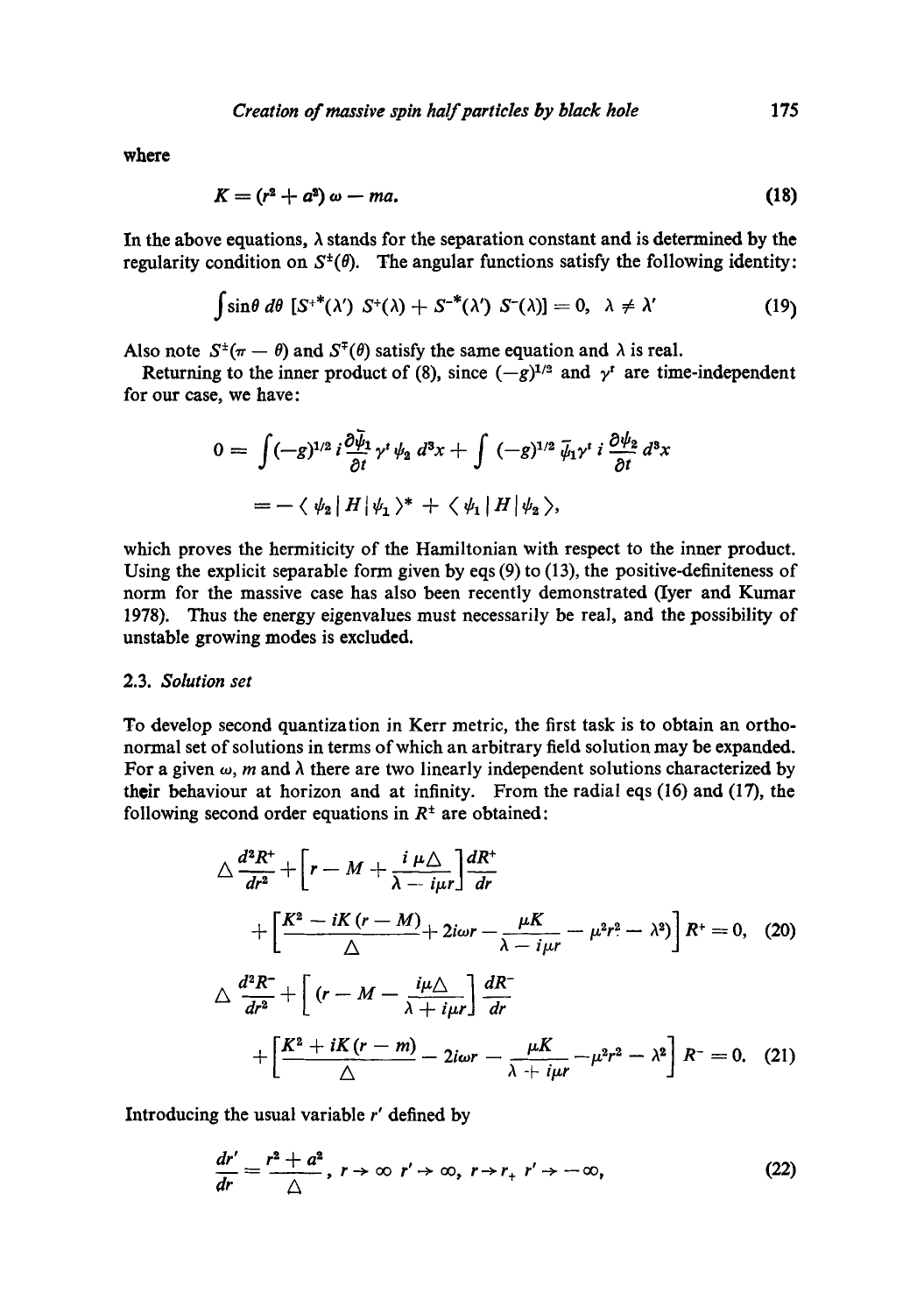where

$$K = (r^2 + a^2)\,\omega - ma. \tag{18}$$

In the above equations, $\lambda$ stands for the separation constant and is determined by the regularity condition on $S^{\pm}(\theta)$. The angular functions satisfy the following identity:

$$\int \sin\theta \, d\theta \, [S^{+*}(\lambda')\, S^{+}(\lambda) + S^{-*}(\lambda')\, S^{-}(\lambda)] = 0, \quad \lambda \neq \lambda' \tag{19}$$

Also note $S^{\pm}(\pi - \theta)$ and $S^{\mp}(\theta)$ satisfy the same equation and $\lambda$ is real.

Returning to the inner product of (8), since $(-g)^{1/2}$ and $\gamma^t$ are time-independent for our case, we have:

$$\begin{aligned}
0 &= \int (-g)^{1/2}\, i \frac{\partial \bar{\psi}_1}{\partial t} \gamma^t \psi_2 \, d^3x + \int (-g)^{1/2}\, \bar{\psi}_1 \gamma^t \, i \frac{\partial \psi_2}{\partial t} \, d^3x \\
&= -\langle \psi_2 | H | \psi_1 \rangle^* + \langle \psi_1 | H | \psi_2 \rangle,
\end{aligned}$$

which proves the hermiticity of the Hamiltonian with respect to the inner product. Using the explicit separable form given by eqs (9) to (13), the positive-definiteness of norm for the massive case has also been recently demonstrated (Iyer and Kumar 1978). Thus the energy eigenvalues must necessarily be real, and the possibility of unstable growing modes is excluded.

### 2.3. *Solution set*

To develop second quantization in Kerr metric, the first task is to obtain an orthonormal set of solutions in terms of which an arbitrary field solution may be expanded. For a given $\omega$, $m$ and $\lambda$ there are two linearly independent solutions characterized by their behaviour at horizon and at infinity. From the radial eqs (16) and (17), the following second order equations in $R^{\pm}$ are obtained:

$$\begin{aligned}
&\triangle \frac{d^2 R^+}{dr^2} + \left[ r - M + \frac{i\mu\triangle}{\lambda - i\mu r} \right] \frac{dR^+}{dr} \\
&\quad + \left[ \frac{K^2 - iK(r - M)}{\triangle} + 2i\omega r - \frac{\mu K}{\lambda - i\mu r} - \mu^2 r^2 - \lambda^2 \right] R^+ = 0,
\end{aligned} \tag{20}$$

$$\begin{aligned}
&\triangle \frac{d^2 R^-}{dr^2} + \left[ (r - M - \frac{i\mu\triangle}{\lambda + i\mu r} \right] \frac{dR^-}{dr} \\
&\quad + \left[ \frac{K^2 + iK(r - m)}{\triangle} - 2i\omega r - \frac{\mu K}{\lambda + i\mu r} - \mu^2 r^2 - \lambda^2 \right] R^- = 0.
\end{aligned} \tag{21}$$

Introducing the usual variable $r'$ defined by

$$\frac{dr'}{dr} = \frac{r^2 + a^2}{\triangle}, \quad r \to \infty \;\; r' \to \infty, \quad r \to r_+ \;\; r' \to -\infty, \tag{22}$$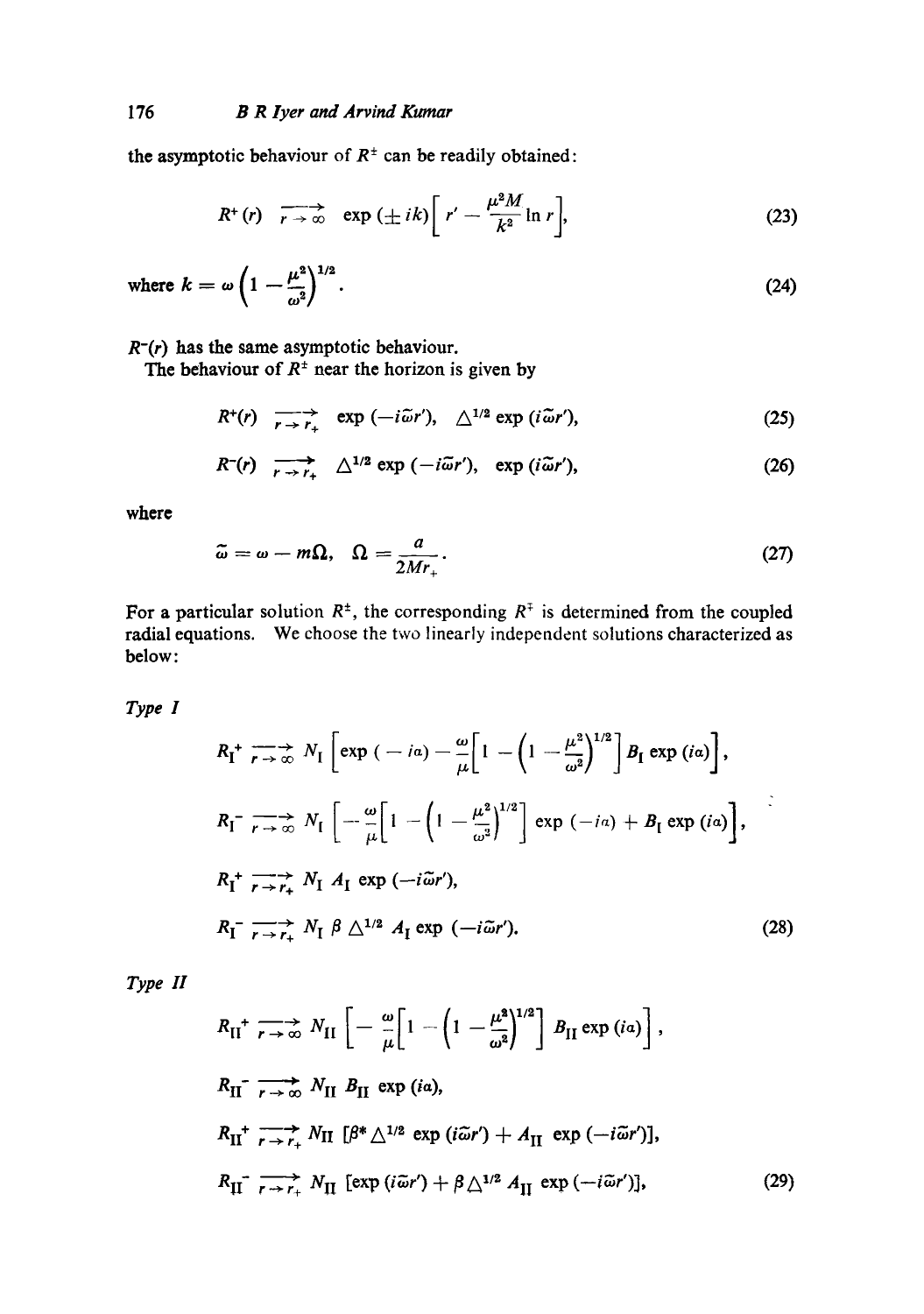the asymptotic behaviour of $R^{\pm}$ can be readily obtained:

$$R^{+}(r) \xrightarrow[r \to \infty]{} \exp(\pm ik)\left[r' - \frac{\mu^2 M}{k^2} \ln r\right], \tag{23}$$

$$\text{where } k = \omega\left(1 - \frac{\mu^2}{\omega^2}\right)^{1/2}. \tag{24}$$

$R^{-}(r)$ has the same asymptotic behaviour.

The behaviour of $R^{\pm}$ near the horizon is given by

$$R^{+}(r) \xrightarrow[r \to r_+]{} \exp(-i\tilde{\omega}r'), \quad \Delta^{1/2}\exp(i\tilde{\omega}r'), \tag{25}$$

$$R^{-}(r) \xrightarrow[r \to r_+]{} \Delta^{1/2}\exp(-i\tilde{\omega}r'), \quad \exp(i\tilde{\omega}r'), \tag{26}$$

where

$$\tilde{\omega} = \omega - m\Omega, \quad \Omega = \frac{a}{2Mr_+}. \tag{27}$$

For a particular solution $R^{\pm}$, the corresponding $R^{\mp}$ is determined from the coupled radial equations. We choose the two linearly independent solutions characterized as below:

*Type I*

$$R_{\mathrm{I}}^{+} \xrightarrow[r \to \infty]{} N_{\mathrm{I}}\left[\exp(-ia) - \frac{\omega}{\mu}\left[1 - \left(1 - \frac{\mu^2}{\omega^2}\right)^{1/2}\right] B_{\mathrm{I}} \exp(ia)\right],$$

$$R_{\mathrm{I}}^{-} \xrightarrow[r \to \infty]{} N_{\mathrm{I}}\left[-\frac{\omega}{\mu}\left[1 - \left(1 - \frac{\mu^2}{\omega^2}\right)^{1/2}\right] \exp(-ia) + B_{\mathrm{I}} \exp(ia)\right],$$

$$R_{\mathrm{I}}^{+} \xrightarrow[r \to r_+]{} N_{\mathrm{I}}\, A_{\mathrm{I}} \exp(-i\tilde{\omega}r'),$$

$$R_{\mathrm{I}}^{-} \xrightarrow[r \to r_+]{} N_{\mathrm{I}}\, \beta\, \Delta^{1/2} A_{\mathrm{I}} \exp(-i\tilde{\omega}r'). \tag{28}$$

*Type II*

$$R_{\mathrm{II}}^{+} \xrightarrow[r \to \infty]{} N_{\mathrm{II}}\left[-\frac{\omega}{\mu}\left[1 - \left(1 - \frac{\mu^2}{\omega^2}\right)^{1/2}\right] B_{\mathrm{II}} \exp(ia)\right],$$

$$R_{\mathrm{II}}^{-} \xrightarrow[r \to \infty]{} N_{\mathrm{II}}\, B_{\mathrm{II}} \exp(ia),$$

$$R_{\mathrm{II}}^{+} \xrightarrow[r \to r_+]{} N_{\mathrm{II}}\left[\beta^{*} \Delta^{1/2} \exp(i\tilde{\omega}r') + A_{\mathrm{II}} \exp(-i\tilde{\omega}r')\right],$$

$$R_{\mathrm{II}}^{-} \xrightarrow[r \to r_+]{} N_{\mathrm{II}}\left[\exp(i\tilde{\omega}r') + \beta \Delta^{1/2} A_{\mathrm{II}} \exp(-i\tilde{\omega}r')\right], \tag{29}$$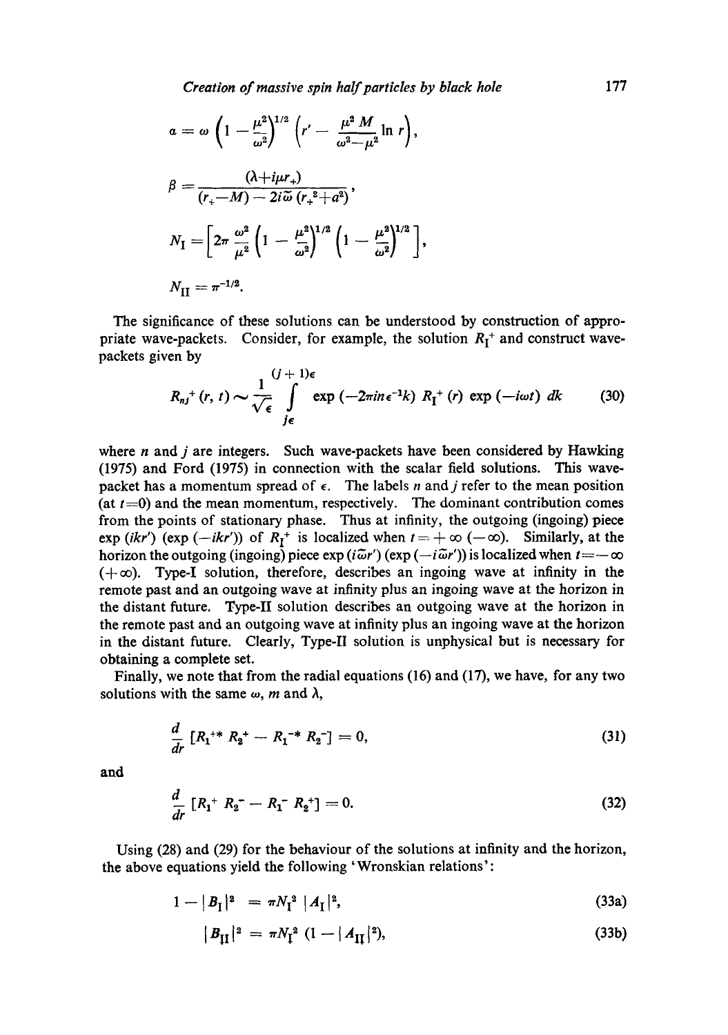$$\alpha = \omega \left(1 - \frac{\mu^2}{\omega^2}\right)^{1/2} \left(r' - \frac{\mu^2 M}{\omega^2 - \mu^2} \ln r\right),$$

$$\beta = \frac{(\lambda + i\mu r_+)}{(r_+ - M) - 2i\tilde{\omega}\,(r_+^2 + a^2)},$$

$$N_{\mathrm{I}} = \left[2\pi \frac{\omega^2}{\mu^2} \left(1 - \frac{\mu^2}{\omega^2}\right)^{1/2} \left(1 - \frac{\mu^2}{\omega^2}\right)^{1/2}\right],$$

$$N_{\mathrm{II}} = \pi^{-1/2}.$$

The significance of these solutions can be understood by construction of appropriate wave-packets. Consider, for example, the solution $R_{\mathrm{I}}^+$ and construct wave-packets given by

$$R_{nj}^+ (r, t) \sim \frac{1}{\sqrt{\epsilon}} \int_{j\epsilon}^{(j+1)\epsilon} \exp(-2\pi i n \epsilon^{-1} k)\, R_{\mathrm{I}}^+ (r) \exp(-i\omega t)\, dk \tag{30}$$

where $n$ and $j$ are integers. Such wave-packets have been considered by Hawking (1975) and Ford (1975) in connection with the scalar field solutions. This wave-packet has a momentum spread of $\epsilon$. The labels $n$ and $j$ refer to the mean position (at $t=0$) and the mean momentum, respectively. The dominant contribution comes from the points of stationary phase. Thus at infinity, the outgoing (ingoing) piece $\exp(ikr')$ ($\exp(-ikr')$) of $R_{\mathrm{I}}^+$ is localized when $t = +\infty$ ($-\infty$). Similarly, at the horizon the outgoing (ingoing) piece $\exp(i\tilde{\omega}r')$ ($\exp(-i\tilde{\omega}r')$) is localized when $t = -\infty$ ($+\infty$). Type-I solution, therefore, describes an ingoing wave at infinity in the remote past and an outgoing wave at infinity plus an ingoing wave at the horizon in the distant future. Type-II solution describes an outgoing wave at the horizon in the remote past and an outgoing wave at infinity plus an ingoing wave at the horizon in the distant future. Clearly, Type-II solution is unphysical but is necessary for obtaining a complete set.

Finally, we note that from the radial equations (16) and (17), we have, for any two solutions with the same $\omega$, $m$ and $\lambda$,

$$\frac{d}{dr} [R_1^{+*} R_2^+ - R_1^{-*} R_2^-] = 0, \tag{31}$$

and

$$\frac{d}{dr} [R_1^+ R_2^- - R_1^- R_2^+] = 0. \tag{32}$$

Using (28) and (29) for the behaviour of the solutions at infinity and the horizon, the above equations yield the following 'Wronskian relations':

$$1 - |B_{\mathrm{I}}|^2 = \pi N_{\mathrm{I}}^2\, |A_{\mathrm{I}}|^2, \tag{33a}$$

$$|B_{\mathrm{II}}|^2 = \pi N_{\mathrm{I}}^2\, (1 - |A_{\mathrm{II}}|^2), \tag{33b}$$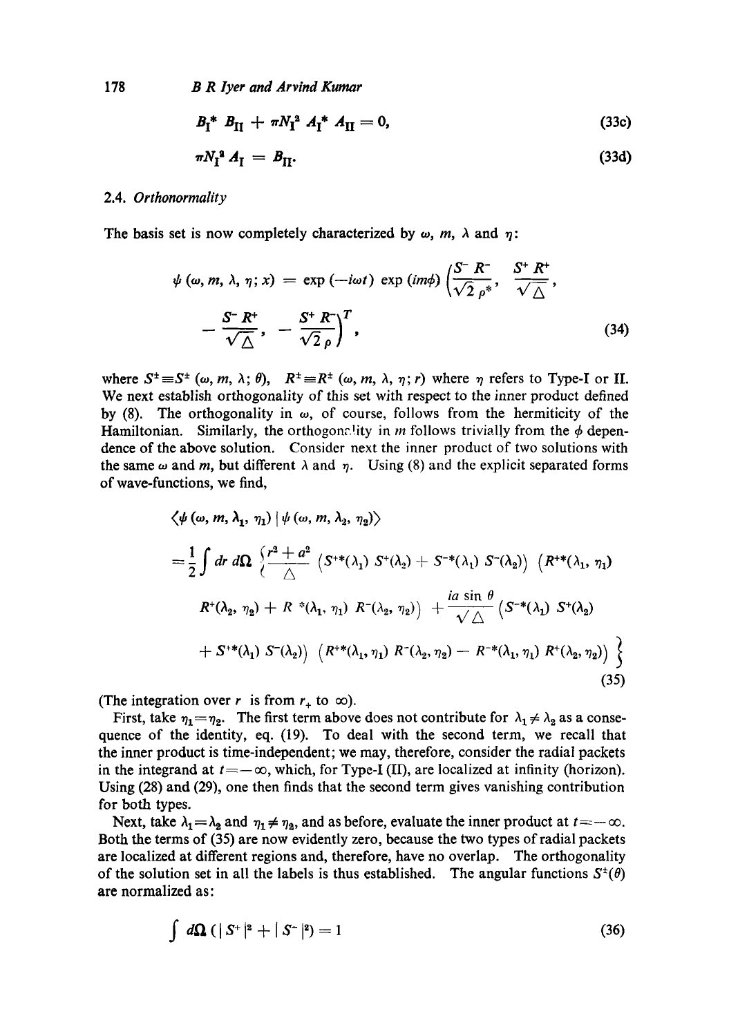$$B_{\rm I}^* \, B_{\rm II} + \pi N_{\rm I}^2 \, A_{\rm I}^* \, A_{\rm II} = 0, \tag{33c}$$

$$\pi N_{\rm I}^2 \, A_{\rm I} = B_{\rm II}. \tag{33d}$$

### 2.4. *Orthonormality*

The basis set is now completely characterized by $\omega$, $m$, $\lambda$ and $\eta$:

$$\psi(\omega, m, \lambda, \eta; x) = \exp(-i\omega t) \exp(im\phi) \left( \frac{S^- R^-}{\sqrt{2}\,\rho^*}, \frac{S^+ R^+}{\sqrt{\Delta}}, - \frac{S^- R^+}{\sqrt{\Delta}}, - \frac{S^+ R^-}{\sqrt{2}\,\rho} \right)^T, \tag{34}$$

where $S^\pm \equiv S^\pm(\omega, m, \lambda; \theta)$, $R^\pm \equiv R^\pm(\omega, m, \lambda, \eta; r)$ where $\eta$ refers to Type-I or II. We next establish orthogonality of this set with respect to the inner product defined by (8). The orthogonality in $\omega$, of course, follows from the hermiticity of the Hamiltonian. Similarly, the orthogonality in $m$ follows trivially from the $\phi$ dependence of the above solution. Consider next the inner product of two solutions with the same $\omega$ and $m$, but different $\lambda$ and $\eta$. Using (8) and the explicit separated forms of wave-functions, we find,

$$\begin{aligned}
&\langle \psi(\omega, m, \lambda_1, \eta_1) \,|\, \psi(\omega, m, \lambda_2, \eta_2) \rangle \\
&= \frac{1}{2} \int dr \, d\Omega \left\{ \frac{r^2 + a^2}{\Delta} \left( S^{+*}(\lambda_1) \, S^+(\lambda_2) + S^{-*}(\lambda_1) \, S^-(\lambda_2) \right) \left( R^{+*}(\lambda_1, \eta_1) \right. \right. \\
&\quad \left. R^+(\lambda_2, \eta_2) + R^{-*}(\lambda_1, \eta_1) \, R^-(\lambda_2, \eta_2) \right) + \frac{ia \sin\theta}{\sqrt{\Delta}} \left( S^{-*}(\lambda_1) \, S^+(\lambda_2) \right. \\
&\quad \left. \left. + S^{+*}(\lambda_1) \, S^-(\lambda_2) \right) \left( R^{+*}(\lambda_1, \eta_1) \, R^-(\lambda_2, \eta_2) - R^{-*}(\lambda_1, \eta_1) \, R^+(\lambda_2, \eta_2) \right) \right\}
\end{aligned} \tag{35}$$

(The integration over $r$ is from $r_+$ to $\infty$).

First, take $\eta_1 = \eta_2$. The first term above does not contribute for $\lambda_1 \neq \lambda_2$ as a consequence of the identity, eq. (19). To deal with the second term, we recall that the inner product is time-independent; we may, therefore, consider the radial packets in the integrand at $t = -\infty$, which, for Type-I (II), are localized at infinity (horizon). Using (28) and (29), one then finds that the second term gives vanishing contribution for both types.

Next, take $\lambda_1 = \lambda_2$ and $\eta_1 \neq \eta_2$, and as before, evaluate the inner product at $t = -\infty$. Both the terms of (35) are now evidently zero, because the two types of radial packets are localized at different regions and, therefore, have no overlap. The orthogonality of the solution set in all the labels is thus established. The angular functions $S^\pm(\theta)$ are normalized as:

$$\int d\Omega \left( |S^+|^2 + |S^-|^2 \right) = 1 \tag{36}$$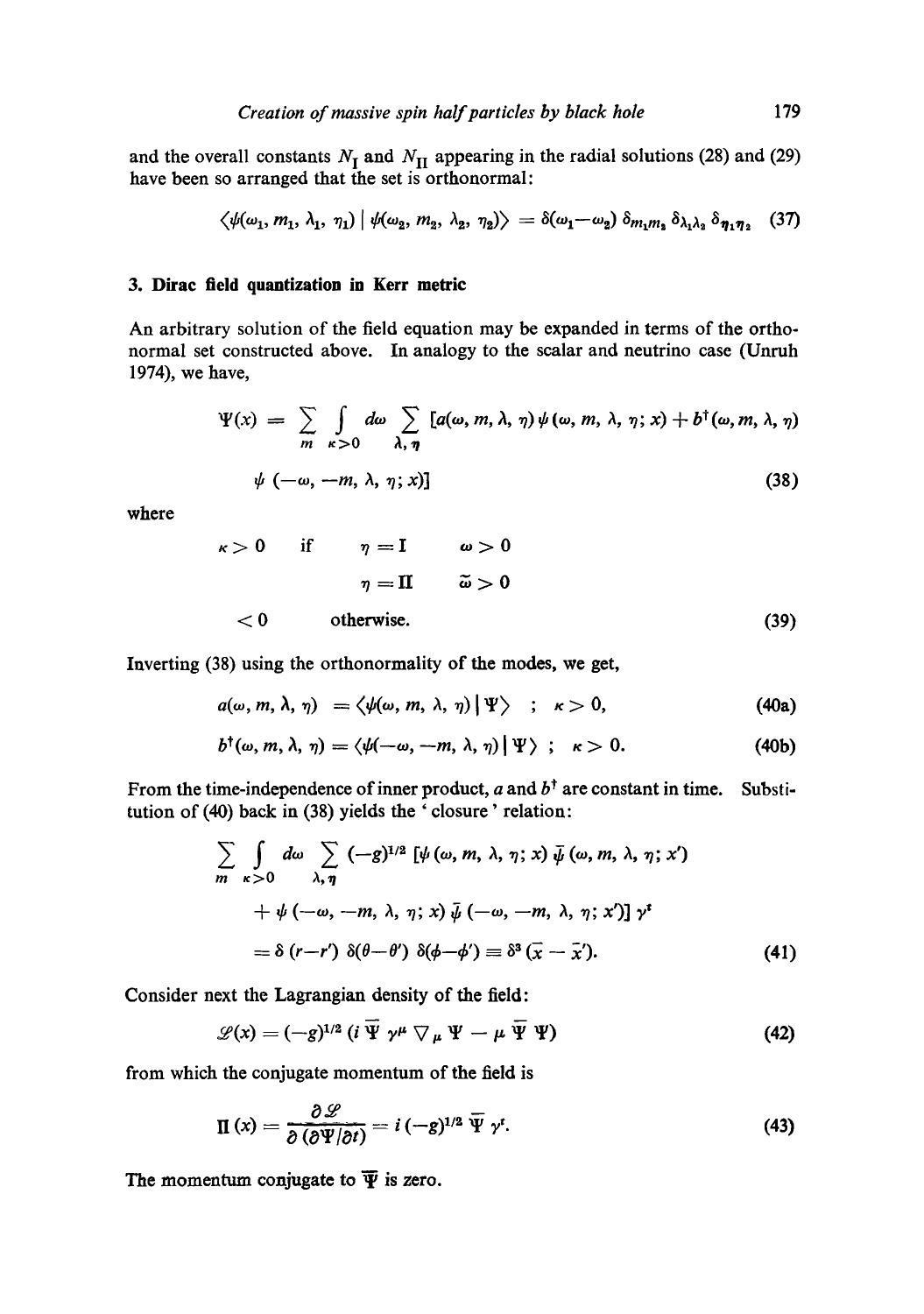and the overall constants $N_{\mathrm{I}}$ and $N_{\mathrm{II}}$ appearing in the radial solutions (28) and (29) have been so arranged that the set is orthonormal:

$$\langle \psi(\omega_1, m_1, \lambda_1, \eta_1) \mid \psi(\omega_2, m_2, \lambda_2, \eta_2) \rangle = \delta(\omega_1 - \omega_2)\, \delta_{m_1 m_2}\, \delta_{\lambda_1 \lambda_2}\, \delta_{\eta_1 \eta_2} \tag{37}$$

## 3. Dirac field quantization in Kerr metric

An arbitrary solution of the field equation may be expanded in terms of the orthonormal set constructed above. In analogy to the scalar and neutrino case (Unruh 1974), we have,

$$\Psi(x) = \sum_{m} \int_{\kappa > 0} d\omega \sum_{\lambda, \eta} [a(\omega, m, \lambda, \eta)\, \psi(\omega, m, \lambda, \eta; x) + b^{\dagger}(\omega, m, \lambda, \eta)$$

$$\psi(-\omega, -m, \lambda, \eta; x)] \tag{38}$$

where

$$\begin{aligned} \kappa > 0 \quad &\text{if} \quad \eta = \mathrm{I} \quad \omega > 0 \\ & \qquad\quad\; \eta = \mathrm{II} \quad \tilde{\omega} > 0 \\ < 0 \quad &\quad \text{otherwise.} \end{aligned} \tag{39}$$

Inverting (38) using the orthonormality of the modes, we get,

$$a(\omega, m, \lambda, \eta) = \langle \psi(\omega, m, \lambda, \eta) \mid \Psi \rangle \quad ; \quad \kappa > 0, \tag{40a}$$

$$b^{\dagger}(\omega, m, \lambda, \eta) = \langle \psi(-\omega, -m, \lambda, \eta) \mid \Psi \rangle \quad ; \quad \kappa > 0. \tag{40b}$$

From the time-independence of inner product, $a$ and $b^{\dagger}$ are constant in time. Substitution of (40) back in (38) yields the 'closure' relation:

$$\sum_{m} \int_{\kappa > 0} d\omega \sum_{\lambda, \eta} (-g)^{1/2} [\psi(\omega, m, \lambda, \eta; x)\, \bar{\psi}(\omega, m, \lambda, \eta; x')$$

$$+ \psi(-\omega, -m, \lambda, \eta; x)\, \bar{\psi}(-\omega, -m, \lambda, \eta; x')]\, \gamma^{t}$$

$$= \delta(r - r')\, \delta(\theta - \theta')\, \delta(\phi - \phi') \equiv \delta^{3}(\bar{x} - \bar{x}'). \tag{41}$$

Consider next the Lagrangian density of the field:

$$\mathscr{L}(x) = (-g)^{1/2} (i\, \bar{\Psi}\, \gamma^{\mu}\, \nabla_{\mu} \Psi - \mu\, \bar{\Psi}\, \Psi) \tag{42}$$

from which the conjugate momentum of the field is

$$\Pi(x) = \frac{\partial \mathscr{L}}{\partial(\partial \Psi / \partial t)} = i\, (-g)^{1/2}\, \bar{\Psi}\, \gamma^{t}. \tag{43}$$

The momentum conjugate to $\bar{\Psi}$ is zero.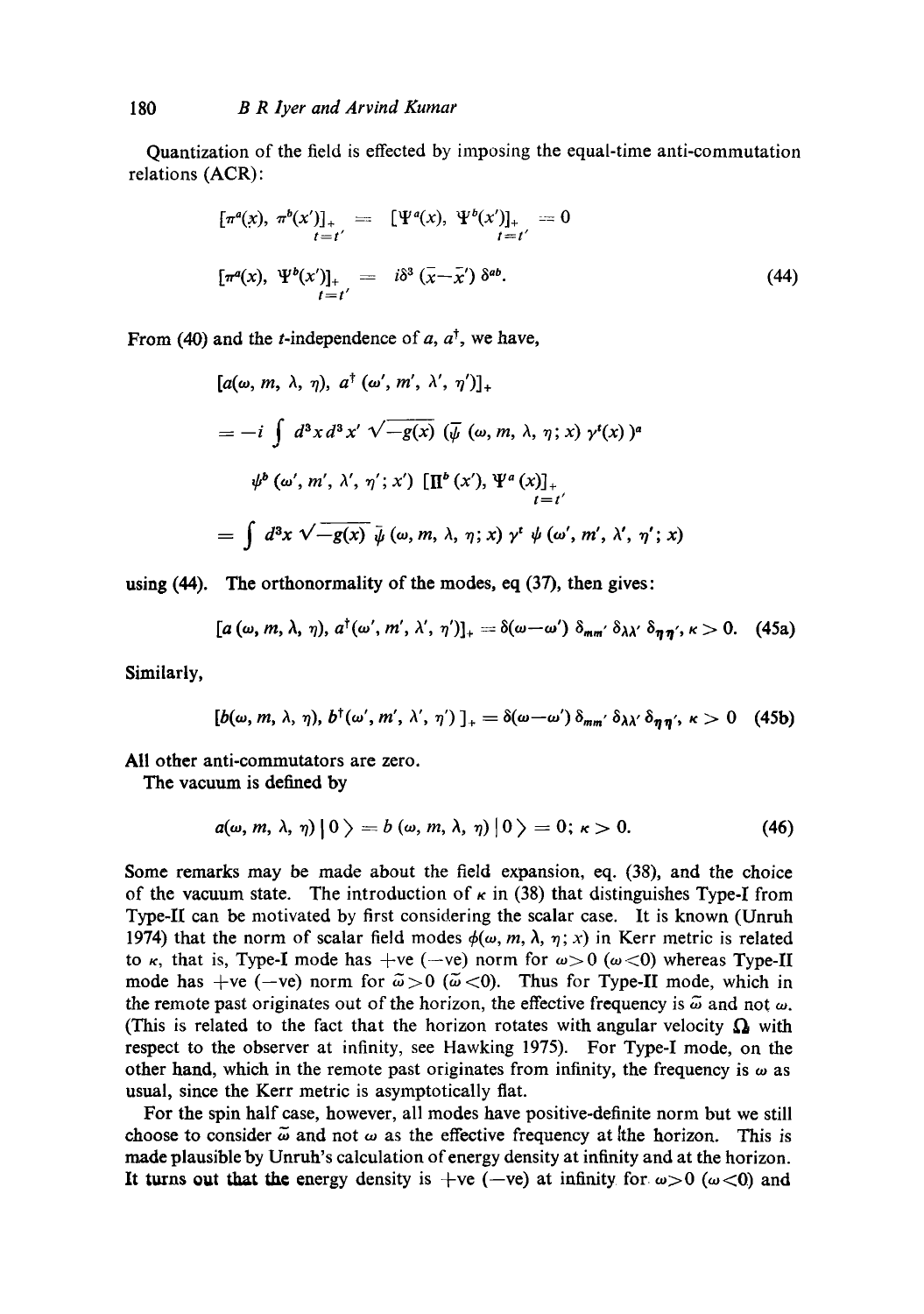Quantization of the field is effected by imposing the equal-time anti-commutation relations (ACR):

$$[\pi^a(x), \pi^b(x')]_{+\atop t=t'} = [\Psi^a(x), \Psi^b(x')]_{+\atop t=t'} = 0$$

$$[\pi^a(x), \Psi^b(x')]_{+\atop t=t'} = i\delta^3(\bar{x}-\bar{x}')\,\delta^{ab}. \tag{44}$$

From (40) and the $t$-independence of $a$, $a^\dagger$, we have,

$$[a(\omega, m, \lambda, \eta), a^\dagger(\omega', m', \lambda', \eta')]_+$$

$$= -i \int d^3x\, d^3x' \sqrt{-g(x)}\, (\bar{\psi}(\omega, m, \lambda, \eta; x)\, \gamma^t(x))^a$$

$$\psi^b(\omega', m', \lambda', \eta'; x')\, [\Pi^b(x'), \Psi^a(x)]_{+\atop t=t'}$$

$$= \int d^3x \sqrt{-g(x)}\, \bar{\psi}(\omega, m, \lambda, \eta; x)\, \gamma^t\, \psi(\omega', m', \lambda', \eta'; x)$$

using (44). The orthonormality of the modes, eq (37), then gives:

$$[a(\omega, m, \lambda, \eta), a^\dagger(\omega', m', \lambda', \eta')]_+ = \delta(\omega-\omega')\,\delta_{mm'}\,\delta_{\lambda\lambda'}\,\delta_{\eta\eta'}, \kappa > 0. \tag{45a}$$

Similarly,

$$[b(\omega, m, \lambda, \eta), b^\dagger(\omega', m', \lambda', \eta')]_+ = \delta(\omega-\omega')\,\delta_{mm'}\,\delta_{\lambda\lambda'}\,\delta_{\eta\eta'}, \kappa > 0 \tag{45b}$$

All other anti-commutators are zero.

The vacuum is defined by

$$a(\omega, m, \lambda, \eta)\,|0\rangle = b(\omega, m, \lambda, \eta)\,|0\rangle = 0;\ \kappa > 0. \tag{46}$$

Some remarks may be made about the field expansion, eq. (38), and the choice of the vacuum state. The introduction of $\kappa$ in (38) that distinguishes Type-I from Type-II can be motivated by first considering the scalar case. It is known (Unruh 1974) that the norm of scalar field modes $\phi(\omega, m, \lambda, \eta; x)$ in Kerr metric is related to $\kappa$, that is, Type-I mode has +ve (−ve) norm for $\omega > 0$ ($\omega < 0$) whereas Type-II mode has +ve (−ve) norm for $\tilde{\omega} > 0$ ($\tilde{\omega} < 0$). Thus for Type-II mode, which in the remote past originates out of the horizon, the effective frequency is $\tilde{\omega}$ and not $\omega$. (This is related to the fact that the horizon rotates with angular velocity $\Omega$ with respect to the observer at infinity, see Hawking 1975). For Type-I mode, on the other hand, which in the remote past originates from infinity, the frequency is $\omega$ as usual, since the Kerr metric is asymptotically flat.

For the spin half case, however, all modes have positive-definite norm but we still choose to consider $\tilde{\omega}$ and not $\omega$ as the effective frequency at the horizon. This is made plausible by Unruh's calculation of energy density at infinity and at the horizon. It turns out that the energy density is +ve (−ve) at infinity for $\omega > 0$ ($\omega < 0$) and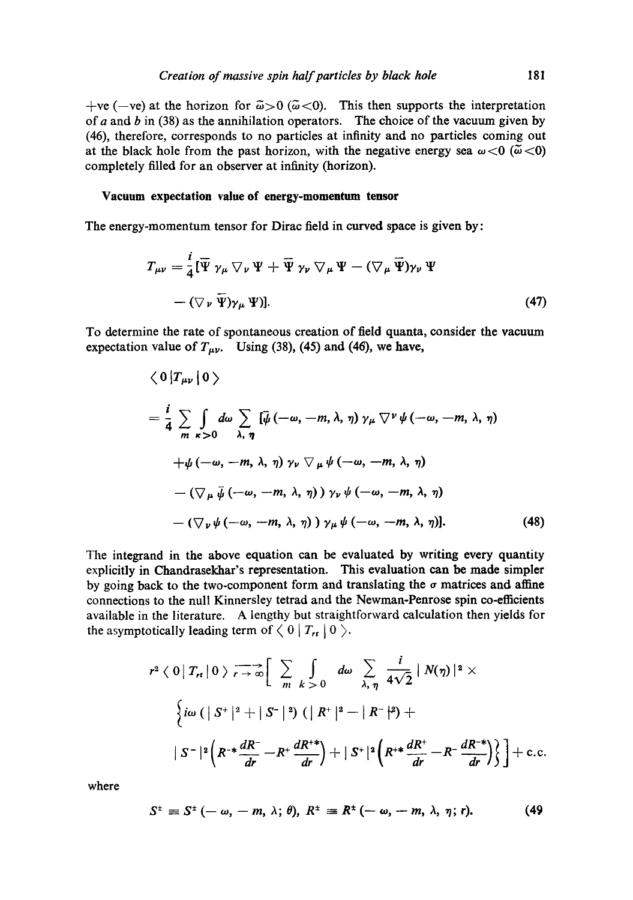+ve (−ve) at the horizon for $\tilde{\omega}>0$ ($\tilde{\omega}<0$). This then supports the interpretation of $a$ and $b$ in (38) as the annihilation operators. The choice of the vacuum given by (46), therefore, corresponds to no particles at infinity and no particles coming out at the black hole from the past horizon, with the negative energy sea $\omega<0$ ($\tilde{\omega}<0$) completely filled for an observer at infinity (horizon).

### Vacuum expectation value of energy-momentum tensor

The energy-momentum tensor for Dirac field in curved space is given by:

$$T_{\mu\nu} = \frac{i}{4}[\bar{\Psi}\,\gamma_\mu \nabla_\nu \Psi + \bar{\Psi}\,\gamma_\nu \nabla_\mu \Psi - (\nabla_\mu \bar{\Psi})\gamma_\nu \Psi - (\nabla_\nu \bar{\Psi})\gamma_\mu \Psi)]. \tag{47}$$

To determine the rate of spontaneous creation of field quanta, consider the vacuum expectation value of $T_{\mu\nu}$. Using (38), (45) and (46), we have,

$$\begin{aligned}
&\langle 0 | T_{\mu\nu} | 0 \rangle \\
&= \frac{i}{4} \sum_{m} \int_{\kappa>0} d\omega \sum_{\lambda,\,\eta} [\bar{\psi}(-\omega, -m, \lambda, \eta)\, \gamma_\mu \nabla^\nu \psi(-\omega, -m, \lambda, \eta) \\
&\quad + \psi(-\omega, -m, \lambda, \eta)\, \gamma_\nu \nabla_\mu \psi(-\omega, -m, \lambda, \eta) \\
&\quad - (\nabla_\mu \bar{\psi}(-\omega, -m, \lambda, \eta))\, \gamma_\nu \psi(-\omega, -m, \lambda, \eta) \\
&\quad - (\nabla_\nu \psi(-\omega, -m, \lambda, \eta))\, \gamma_\mu \psi(-\omega, -m, \lambda, \eta)].
\end{aligned} \tag{48}$$

The integrand in the above equation can be evaluated by writing every quantity explicitly in Chandrasekhar's representation. This evaluation can be made simpler by going back to the two-component form and translating the $\sigma$ matrices and affine connections to the null Kinnersley tetrad and the Newman-Penrose spin co-efficients available in the literature. A lengthy but straightforward calculation then yields for the asymptotically leading term of $\langle 0 | T_{rt} | 0 \rangle$.

$$\begin{aligned}
r^2 \langle 0 | T_{rt} | 0 \rangle \xrightarrow[r\to\infty]{} \Bigg[ \sum_{m} \int_{k>0} d\omega \sum_{\lambda,\,\eta} \frac{i}{4\sqrt{2}} | N(\eta) |^2 \times \\
\Big\{ i\omega \left( | S^+ |^2 + | S^- |^2 \right) \left( | R^+ |^2 - | R^- |^2 \right) + \\
| S^- |^2 \left( R^{-*} \frac{dR^-}{dr} - R^+ \frac{dR^{+*}}{dr} \right) + | S^+ |^2 \left( R^{+*} \frac{dR^+}{dr} - R^- \frac{dR^{-*}}{dr} \right) \Big\} \Bigg] + \text{c.c.}
\end{aligned}$$

where

$$S^\pm \equiv S^\pm(-\omega, -m, \lambda; \theta),\quad R^\pm \equiv R^\pm(-\omega, -m, \lambda, \eta; r). \tag{49}$$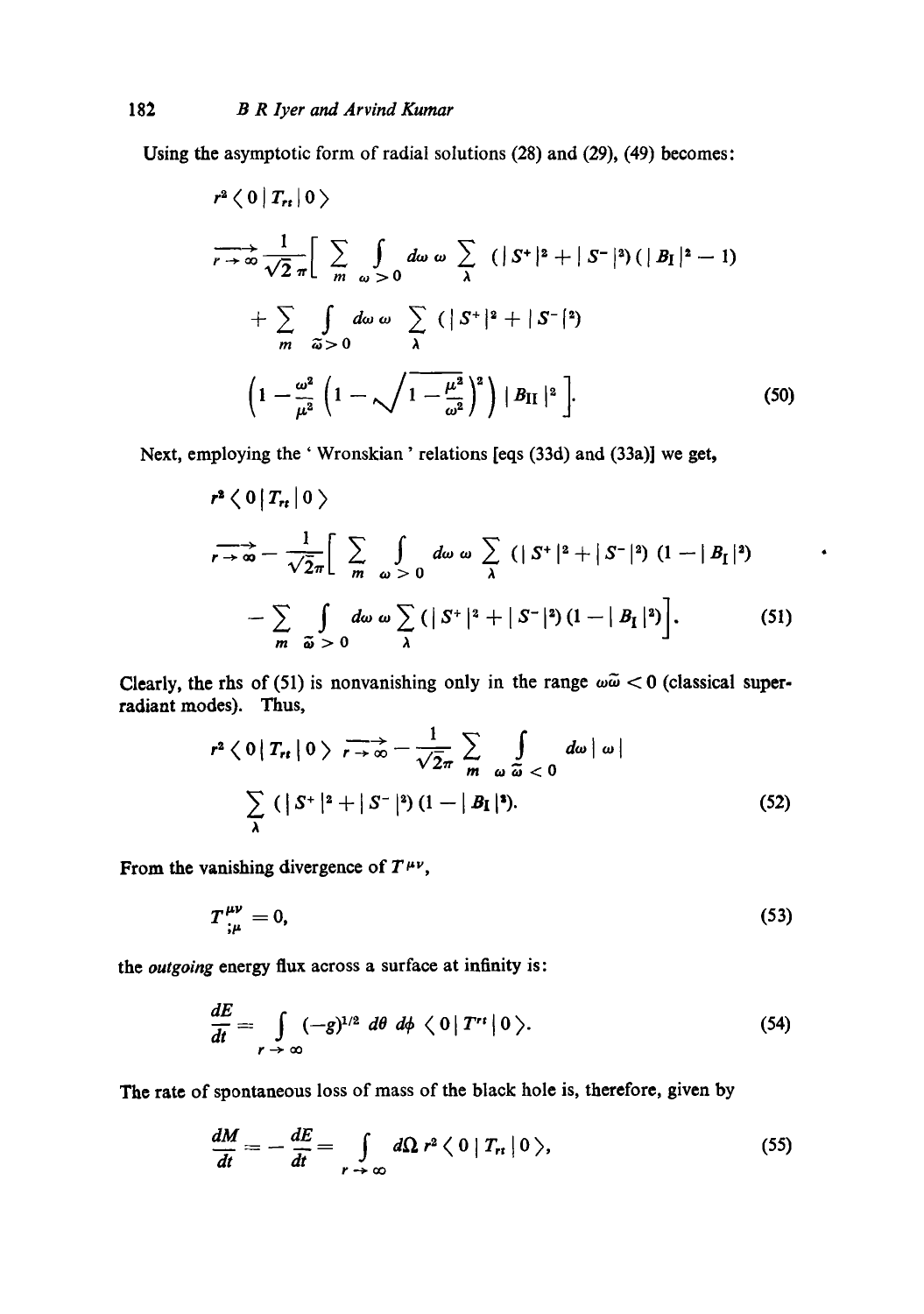Using the asymptotic form of radial solutions (28) and (29), (49) becomes:

$$
\begin{aligned}
& r^2 \langle 0 \,|\, T_{rt} \,|\, 0 \rangle \\
& \xrightarrow[r \to \infty]{} \frac{1}{\sqrt{2}\,\pi} \Big[ \sum_m \int_{\omega > 0} d\omega\, \omega \sum_\lambda (|S^+|^2 + |S^-|^2)(|B_{\rm I}|^2 - 1) \\
& \quad + \sum_m \int_{\tilde{\omega} > 0} d\omega\, \omega \sum_\lambda (|S^+|^2 + |S^-|^2) \\
& \quad \left(1 - \frac{\omega^2}{\mu^2}\left(1 - \sqrt{1 - \frac{\mu^2}{\omega^2}}\right)^2\right) |B_{\rm II}|^2 \Big].
\end{aligned} \tag{50}
$$

Next, employing the 'Wronskian' relations [eqs (33d) and (33a)] we get,

$$
\begin{aligned}
& r^2 \langle 0 \,|\, T_{rt} \,|\, 0 \rangle \\
& \xrightarrow[r \to \infty]{} - \frac{1}{\sqrt{2}\pi} \Big[ \sum_m \int_{\omega > 0} d\omega\, \omega \sum_\lambda (|S^+|^2 + |S^-|^2)(1 - |B_{\rm I}|^2) \\
& \quad - \sum_m \int_{\tilde{\omega} > 0} d\omega\, \omega \sum_\lambda (|S^+|^2 + |S^-|^2)(1 - |B_{\rm I}|^2) \Big].
\end{aligned} \tag{51}
$$

Clearly, the rhs of (51) is nonvanishing only in the range $\omega\tilde{\omega} < 0$ (classical superradiant modes). Thus,

$$
\begin{aligned}
r^2 \langle 0 \,|\, T_{rt} \,|\, 0 \rangle & \xrightarrow[r \to \infty]{} - \frac{1}{\sqrt{2}\pi} \sum_m \int_{\omega \tilde{\omega} < 0} d\omega\, |\omega| \\
& \sum_\lambda (|S^+|^2 + |S^-|^2)(1 - |B_{\rm I}|^2).
\end{aligned} \tag{52}
$$

From the vanishing divergence of $T^{\mu\nu}$,

$$
T^{\mu\nu}_{\ \ ;\mu} = 0, \tag{53}
$$

the *outgoing* energy flux across a surface at infinity is:

$$
\frac{dE}{dt} = \int_{r \to \infty} (-g)^{1/2}\, d\theta\, d\phi\, \langle 0 \,|\, T^{rt} \,|\, 0 \rangle. \tag{54}
$$

The rate of spontaneous loss of mass of the black hole is, therefore, given by

$$
\frac{dM}{dt} = - \frac{dE}{dt} = \int_{r \to \infty} d\Omega\, r^2 \langle 0 \,|\, T_{rt} \,|\, 0 \rangle, \tag{55}
$$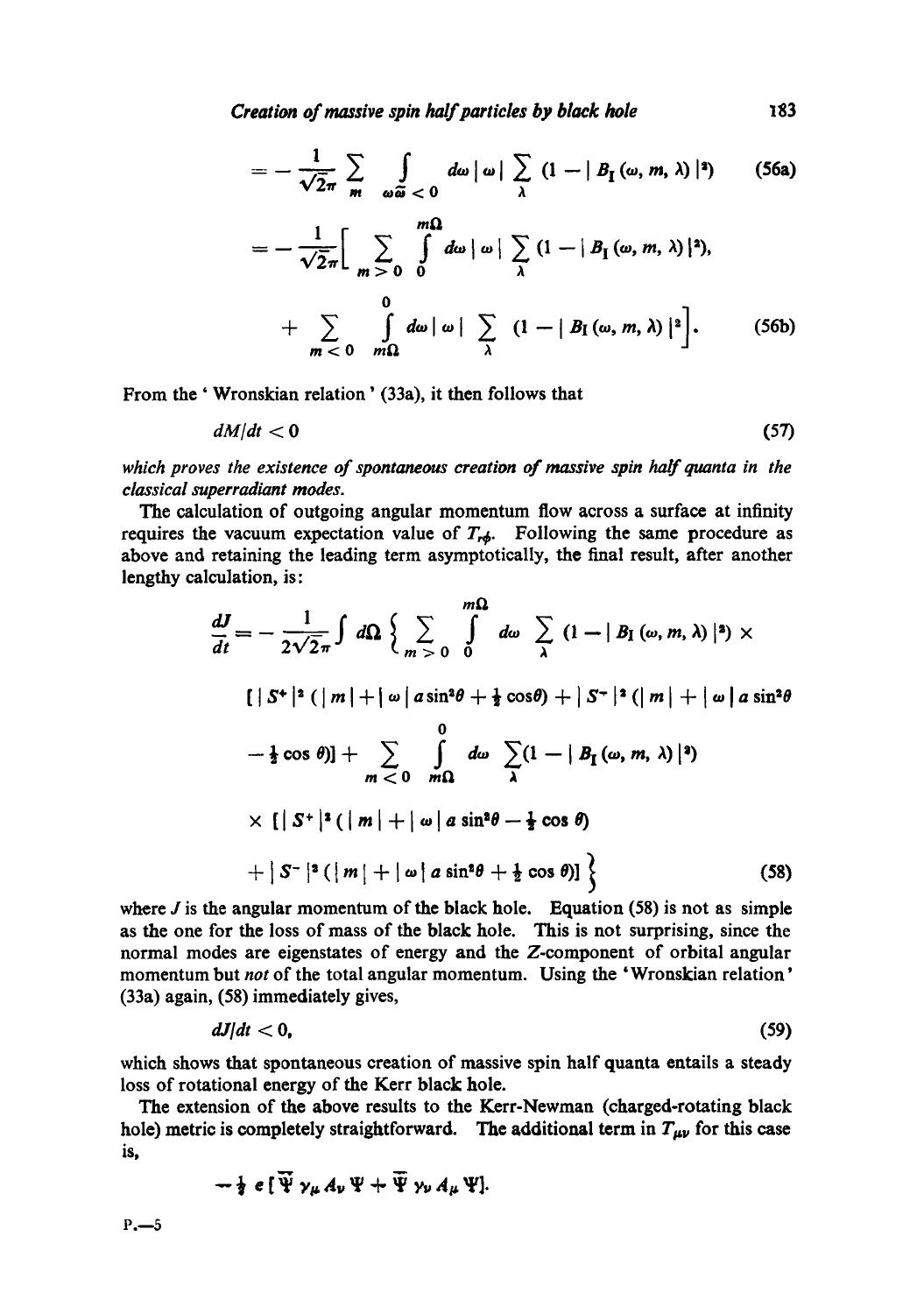$$= -\frac{1}{\sqrt{2\pi}} \sum_{m} \int_{\omega\tilde{\omega} < 0} d\omega \, |\omega| \sum_{\lambda} (1 - |B_{\mathrm{I}}(\omega, m, \lambda)|^2) \tag{56a}$$

$$= -\frac{1}{\sqrt{2\pi}} \Big[ \sum_{m > 0} \int_{0}^{m\Omega} d\omega \, |\omega| \sum_{\lambda} (1 - |B_{\mathrm{I}}(\omega, m, \lambda)|^2),$$

$$+ \sum_{m < 0} \int_{m\Omega}^{0} d\omega \, |\omega| \sum_{\lambda} (1 - |B_{\mathrm{I}}(\omega, m, \lambda)|^2 \Big]. \tag{56b}$$

From the 'Wronskian relation' (33a), it then follows that

$$dM/dt < 0 \tag{57}$$

*which proves the existence of spontaneous creation of massive spin half quanta in the classical superradiant modes.*

The calculation of outgoing angular momentum flow across a surface at infinity requires the vacuum expectation value of $T_{r\phi}$. Following the same procedure as above and retaining the leading term asymptotically, the final result, after another lengthy calculation, is:

$$\frac{dJ}{dt} = -\frac{1}{2\sqrt{2\pi}} \int d\Omega \Big\{ \sum_{m > 0} \int_{0}^{m\Omega} d\omega \sum_{\lambda} (1 - |B_{\mathrm{I}}(\omega, m, \lambda)|^2) \times$$

$$[\,|S^{+}|^2 (|m| + |\omega| a \sin^2\theta + \tfrac{1}{2}\cos\theta) + |S^{-}|^2 (|m| + |\omega| a \sin^2\theta$$

$$- \tfrac{1}{2}\cos\theta)] + \sum_{m < 0} \int_{m\Omega}^{0} d\omega \sum_{\lambda} (1 - |B_{\mathrm{I}}(\omega, m, \lambda)|^2)$$

$$\times [\,|S^{+}|^2 (|m| + |\omega| a \sin^2\theta - \tfrac{1}{2}\cos\theta)$$

$$+ |S^{-}|^2 (|m| + |\omega| a \sin^2\theta + \tfrac{1}{2}\cos\theta)] \Big\} \tag{58}$$

where $J$ is the angular momentum of the black hole. Equation (58) is not as simple as the one for the loss of mass of the black hole. This is not surprising, since the normal modes are eigenstates of energy and the $Z$-component of orbital angular momentum but *not* of the total angular momentum. Using the 'Wronskian relation' (33a) again, (58) immediately gives,

$$dJ/dt < 0, \tag{59}$$

which shows that spontaneous creation of massive spin half quanta entails a steady loss of rotational energy of the Kerr black hole.

The extension of the above results to the Kerr-Newman (charged-rotating black hole) metric is completely straightforward. The additional term in $T_{\mu\nu}$ for this case is,

$$-\tfrac{1}{2}\, e\, [\bar{\Psi}\gamma_{\mu} A_{\nu} \Psi + \bar{\Psi}\gamma_{\nu} A_{\mu} \Psi].$$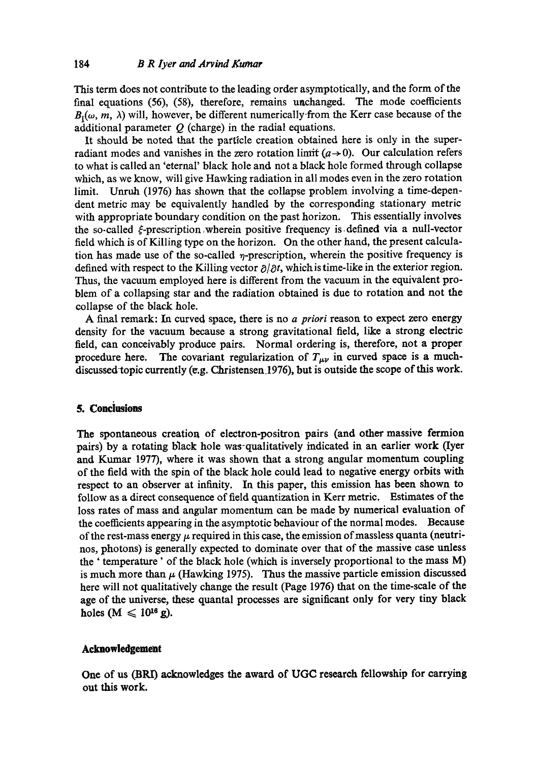This term does not contribute to the leading order asymptotically, and the form of the final equations (56), (58), therefore, remains unchanged. The mode coefficients $B_1(\omega, m, \lambda)$ will, however, be different numerically from the Kerr case because of the additional parameter $Q$ (charge) in the radial equations.

It should be noted that the particle creation obtained here is only in the super-radiant modes and vanishes in the zero rotation limit ($a \to 0$). Our calculation refers to what is called an 'eternal' black hole and not a black hole formed through collapse which, as we know, will give Hawking radiation in all modes even in the zero rotation limit. Unruh (1976) has shown that the collapse problem involving a time-dependent metric may be equivalently handled by the corresponding stationary metric with appropriate boundary condition on the past horizon. This essentially involves the so-called $\xi$-prescription wherein positive frequency is defined via a null-vector field which is of Killing type on the horizon. On the other hand, the present calculation has made use of the so-called $\eta$-prescription, wherein the positive frequency is defined with respect to the Killing vector $\partial/\partial t$, which is time-like in the exterior region. Thus, the vacuum employed here is different from the vacuum in the equivalent problem of a collapsing star and the radiation obtained is due to rotation and not the collapse of the black hole.

A final remark: In curved space, there is no *a priori* reason to expect zero energy density for the vacuum because a strong gravitational field, like a strong electric field, can conceivably produce pairs. Normal ordering is, therefore, not a proper procedure here. The covariant regularization of $T_{\mu\nu}$ in curved space is a much-discussed topic currently (e.g. Christensen 1976), but is outside the scope of this work.

## 5. Conclusions

The spontaneous creation of electron-positron pairs (and other massive fermion pairs) by a rotating black hole was qualitatively indicated in an earlier work (Iyer and Kumar 1977), where it was shown that a strong angular momentum coupling of the field with the spin of the black hole could lead to negative energy orbits with respect to an observer at infinity. In this paper, this emission has been shown to follow as a direct consequence of field quantization in Kerr metric. Estimates of the loss rates of mass and angular momentum can be made by numerical evaluation of the coefficients appearing in the asymptotic behaviour of the normal modes. Because of the rest-mass energy $\mu$ required in this case, the emission of massless quanta (neutrinos, photons) is generally expected to dominate over that of the massive case unless the 'temperature' of the black hole (which is inversely proportional to the mass M) is much more than $\mu$ (Hawking 1975). Thus the massive particle emission discussed here will not qualitatively change the result (Page 1976) that on the time-scale of the age of the universe, these quantal processes are significant only for very tiny black holes ($M \leqslant 10^{16}$ g).

### Acknowledgement

One of us (BRI) acknowledges the award of UGC research fellowship for carrying out this work.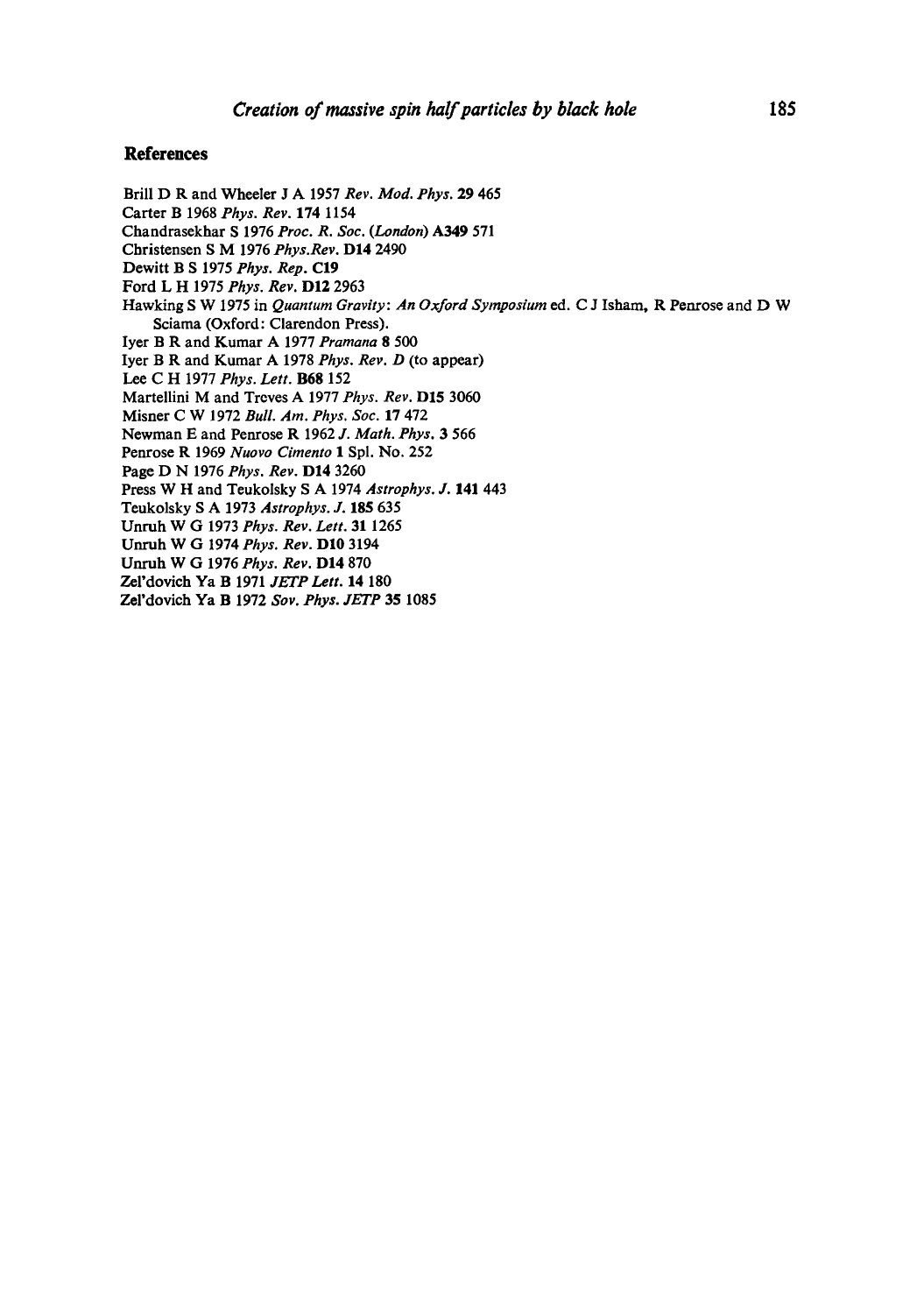## References

Brill D R and Wheeler J A 1957 *Rev. Mod. Phys.* **29** 465
Carter B 1968 *Phys. Rev.* **174** 1154
Chandrasekhar S 1976 *Proc. R. Soc. (London)* **A349** 571
Christensen S M 1976 *Phys.Rev.* **D14** 2490
Dewitt B S 1975 *Phys. Rep.* **C19**
Ford L H 1975 *Phys. Rev.* **D12** 2963
Hawking S W 1975 in *Quantum Gravity: An Oxford Symposium* ed. C J Isham, R Penrose and D W Sciama (Oxford: Clarendon Press).
Iyer B R and Kumar A 1977 *Pramana* **8** 500
Iyer B R and Kumar A 1978 *Phys. Rev. D* (to appear)
Lee C H 1977 *Phys. Lett.* **B68** 152
Martellini M and Treves A 1977 *Phys. Rev.* **D15** 3060
Misner C W 1972 *Bull. Am. Phys. Soc.* **17** 472
Newman E and Penrose R 1962 *J. Math. Phys.* **3** 566
Penrose R 1969 *Nuovo Cimento* **1** Spl. No. 252
Page D N 1976 *Phys. Rev.* **D14** 3260
Press W H and Teukolsky S A 1974 *Astrophys. J.* **141** 443
Teukolsky S A 1973 *Astrophys. J.* **185** 635
Unruh W G 1973 *Phys. Rev. Lett.* **31** 1265
Unruh W G 1974 *Phys. Rev.* **D10** 3194
Unruh W G 1976 *Phys. Rev.* **D14** 870
Zel'dovich Ya B 1971 *JETP Lett.* **14** 180
Zel'dovich Ya B 1972 *Sov. Phys. JETP* **35** 1085